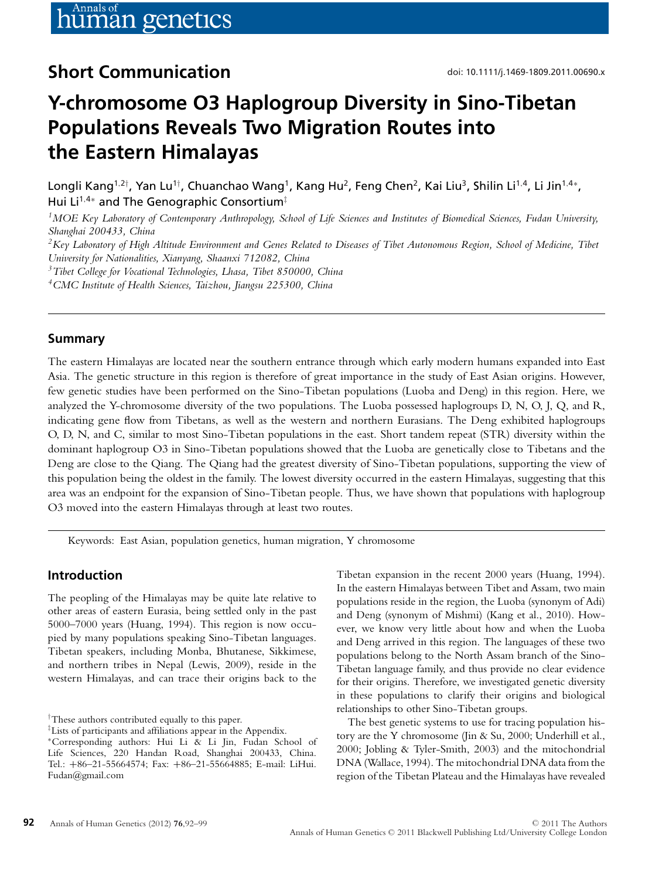## Short Communication

doi: 10.1111/j.1469-1809.2011.00690.x

# Y-chromosome O3 Haplogroup Diversity in Sino-Tibetan Populations Reveals Two Migration Routes into the Eastern Himalayas

Longli Kang[1,2†], Yan Lu[1†], Chuanchao Wang[1], Kang Hu[2], Feng Chen[2], Kai Liu[3], Shilin Li[1,4], Li Jin[1,4*], Hui Li[1,4*] and The Genographic Consortium[‡]

[1]*MOE Key Laboratory of Contemporary Anthropology, School of Life Sciences and Institutes of Biomedical Sciences, Fudan University, Shanghai 200433, China*

[2]*Key Laboratory of High Altitude Environment and Genes Related to Diseases of Tibet Autonomous Region, School of Medicine, Tibet University for Nationalities, Xianyang, Shaanxi 712082, China*

[3]*Tibet College for Vocational Technologies, Lhasa, Tibet 850000, China*

[4]*CMC Institute of Health Sciences, Taizhou, Jiangsu 225300, China*

## Summary

The eastern Himalayas are located near the southern entrance through which early modern humans expanded into East Asia. The genetic structure in this region is therefore of great importance in the study of East Asian origins. However, few genetic studies have been performed on the Sino-Tibetan populations (Luoba and Deng) in this region. Here, we analyzed the Y-chromosome diversity of the two populations. The Luoba possessed haplogroups D, N, O, J, Q, and R, indicating gene flow from Tibetans, as well as the western and northern Eurasians. The Deng exhibited haplogroups O, D, N, and C, similar to most Sino-Tibetan populations in the east. Short tandem repeat (STR) diversity within the dominant haplogroup O3 in Sino-Tibetan populations showed that the Luoba are genetically close to Tibetans and the Deng are close to the Qiang. The Qiang had the greatest diversity of Sino-Tibetan populations, supporting the view of this population being the oldest in the family. The lowest diversity occurred in the eastern Himalayas, suggesting that this area was an endpoint for the expansion of Sino-Tibetan people. Thus, we have shown that populations with haplogroup O3 moved into the eastern Himalayas through at least two routes.

Keywords: East Asian, population genetics, human migration, Y chromosome

## Introduction

The peopling of the Himalayas may be quite late relative to other areas of eastern Eurasia, being settled only in the past 5000–7000 years (Huang, 1994). This region is now occupied by many populations speaking Sino-Tibetan languages. Tibetan speakers, including Monba, Bhutanese, Sikkimese, and northern tribes in Nepal (Lewis, 2009), reside in the western Himalayas, and can trace their origins back to the Tibetan expansion in the recent 2000 years (Huang, 1994). In the eastern Himalayas between Tibet and Assam, two main populations reside in the region, the Luoba (synonym of Adi) and Deng (synonym of Mishmi) (Kang et al., 2010). However, we know very little about how and when the Luoba and Deng arrived in this region. The languages of these two populations belong to the North Assam branch of the Sino-Tibetan language family, and thus provide no clear evidence for their origins. Therefore, we investigated genetic diversity in these populations to clarify their origins and biological relationships to other Sino-Tibetan groups.

The best genetic systems to use for tracing population history are the Y chromosome (Jin & Su, 2000; Underhill et al., 2000; Jobling & Tyler-Smith, 2003) and the mitochondrial DNA (Wallace, 1994). The mitochondrial DNA data from the region of the Tibetan Plateau and the Himalayas have revealed

[†]These authors contributed equally to this paper.

[‡]Lists of participants and affiliations appear in the Appendix.

[*]Corresponding authors: Hui Li & Li Jin, Fudan School of Life Sciences, 220 Handan Road, Shanghai 200433, China. Tel.: +86–21-55664574; Fax: +86–21-55664885; E-mail: LiHui.Fudan@gmail.com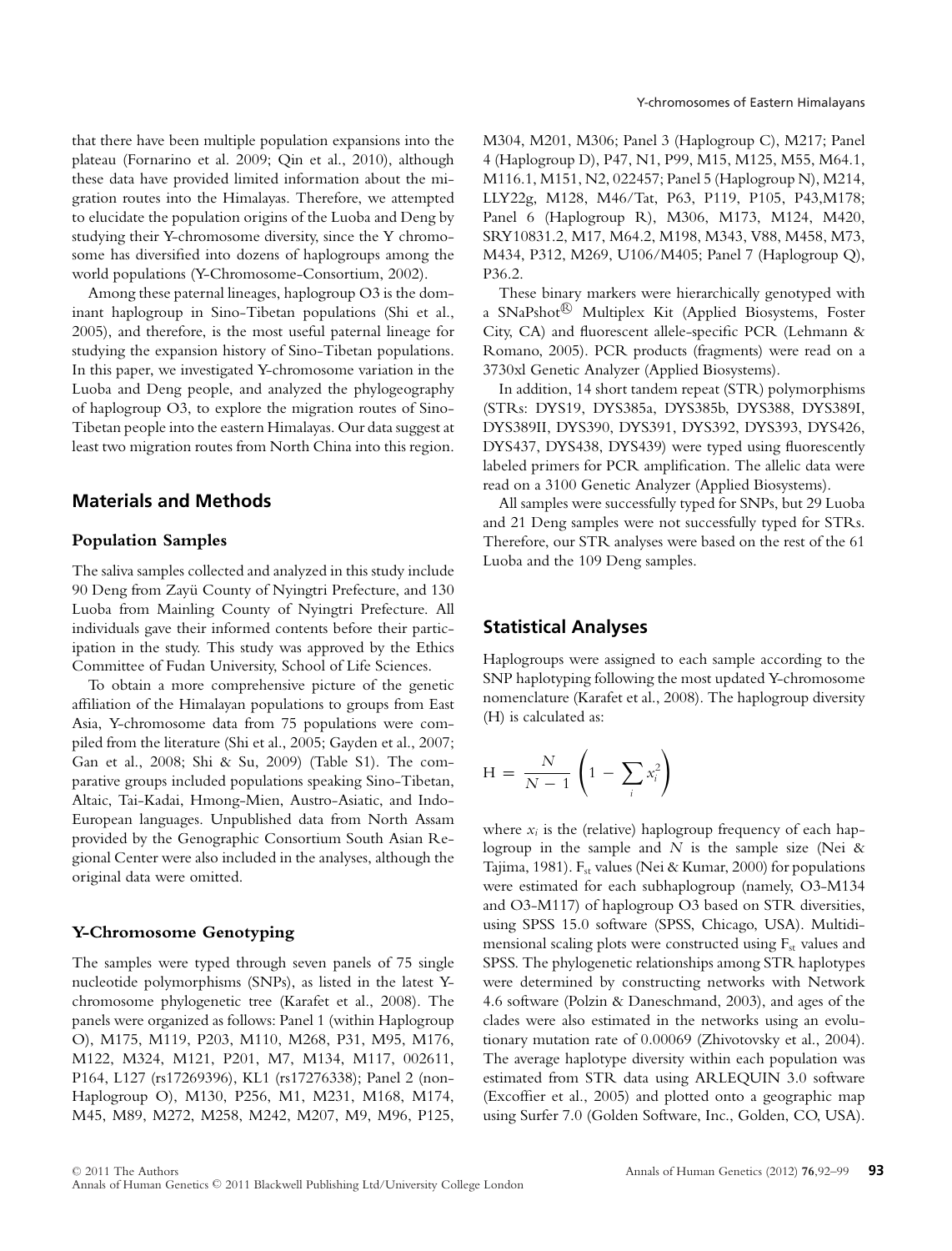that there have been multiple population expansions into the plateau (Fornarino et al. 2009; Qin et al., 2010), although these data have provided limited information about the migration routes into the Himalayas. Therefore, we attempted to elucidate the population origins of the Luoba and Deng by studying their Y-chromosome diversity, since the Y chromosome has diversified into dozens of haplogroups among the world populations (Y-Chromosome-Consortium, 2002).

Among these paternal lineages, haplogroup O3 is the dominant haplogroup in Sino-Tibetan populations (Shi et al., 2005), and therefore, is the most useful paternal lineage for studying the expansion history of Sino-Tibetan populations. In this paper, we investigated Y-chromosome variation in the Luoba and Deng people, and analyzed the phylogeography of haplogroup O3, to explore the migration routes of Sino-Tibetan people into the eastern Himalayas. Our data suggest at least two migration routes from North China into this region.

## Materials and Methods

### Population Samples

The saliva samples collected and analyzed in this study include 90 Deng from Zayü County of Nyingtri Prefecture, and 130 Luoba from Mainling County of Nyingtri Prefecture. All individuals gave their informed contents before their participation in the study. This study was approved by the Ethics Committee of Fudan University, School of Life Sciences.

To obtain a more comprehensive picture of the genetic affiliation of the Himalayan populations to groups from East Asia, Y-chromosome data from 75 populations were compiled from the literature (Shi et al., 2005; Gayden et al., 2007; Gan et al., 2008; Shi & Su, 2009) (Table S1). The comparative groups included populations speaking Sino-Tibetan, Altaic, Tai-Kadai, Hmong-Mien, Austro-Asiatic, and Indo-European languages. Unpublished data from North Assam provided by the Genographic Consortium South Asian Regional Center were also included in the analyses, although the original data were omitted.

### Y-Chromosome Genotyping

The samples were typed through seven panels of 75 single nucleotide polymorphisms (SNPs), as listed in the latest Y-chromosome phylogenetic tree (Karafet et al., 2008). The panels were organized as follows: Panel 1 (within Haplogroup O), M175, M119, P203, M110, M268, P31, M95, M176, M122, M324, M121, P201, M7, M134, M117, 002611, P164, L127 (rs17269396), KL1 (rs17276338); Panel 2 (non-Haplogroup O), M130, P256, M1, M231, M168, M174, M45, M89, M272, M258, M242, M207, M9, M96, P125, M304, M201, M306; Panel 3 (Haplogroup C), M217; Panel 4 (Haplogroup D), P47, N1, P99, M15, M125, M55, M64.1, M116.1, M151, N2, 022457; Panel 5 (Haplogroup N), M214, LLY22g, M128, M46/Tat, P63, P119, P105, P43,M178; Panel 6 (Haplogroup R), M306, M173, M124, M420, SRY10831.2, M17, M64.2, M198, M343, V88, M458, M73, M434, P312, M269, U106/M405; Panel 7 (Haplogroup Q), P36.2.

These binary markers were hierarchically genotyped with a SNaPshot® Multiplex Kit (Applied Biosystems, Foster City, CA) and fluorescent allele-specific PCR (Lehmann & Romano, 2005). PCR products (fragments) were read on a 3730xl Genetic Analyzer (Applied Biosystems).

In addition, 14 short tandem repeat (STR) polymorphisms (STRs: DYS19, DYS385a, DYS385b, DYS388, DYS389I, DYS389II, DYS390, DYS391, DYS392, DYS393, DYS426, DYS437, DYS438, DYS439) were typed using fluorescently labeled primers for PCR amplification. The allelic data were read on a 3100 Genetic Analyzer (Applied Biosystems).

All samples were successfully typed for SNPs, but 29 Luoba and 21 Deng samples were not successfully typed for STRs. Therefore, our STR analyses were based on the rest of the 61 Luoba and the 109 Deng samples.

## Statistical Analyses

Haplogroups were assigned to each sample according to the SNP haplotyping following the most updated Y-chromosome nomenclature (Karafet et al., 2008). The haplogroup diversity (H) is calculated as:

$$H = \frac{N}{N-1}\left(1 - \sum_i x_i^2\right)$$

where $x_i$ is the (relative) haplogroup frequency of each haplogroup in the sample and $N$ is the sample size (Nei & Tajima, 1981). $F_{st}$ values (Nei & Kumar, 2000) for populations were estimated for each subhaplogroup (namely, O3-M134 and O3-M117) of haplogroup O3 based on STR diversities, using SPSS 15.0 software (SPSS, Chicago, USA). Multidimensional scaling plots were constructed using $F_{st}$ values and SPSS. The phylogenetic relationships among STR haplotypes were determined by constructing networks with Network 4.6 software (Polzin & Daneschmand, 2003), and ages of the clades were also estimated in the networks using an evolutionary mutation rate of 0.00069 (Zhivotovsky et al., 2004). The average haplotype diversity within each population was estimated from STR data using ARLEQUIN 3.0 software (Excoffier et al., 2005) and plotted onto a geographic map using Surfer 7.0 (Golden Software, Inc., Golden, CO, USA).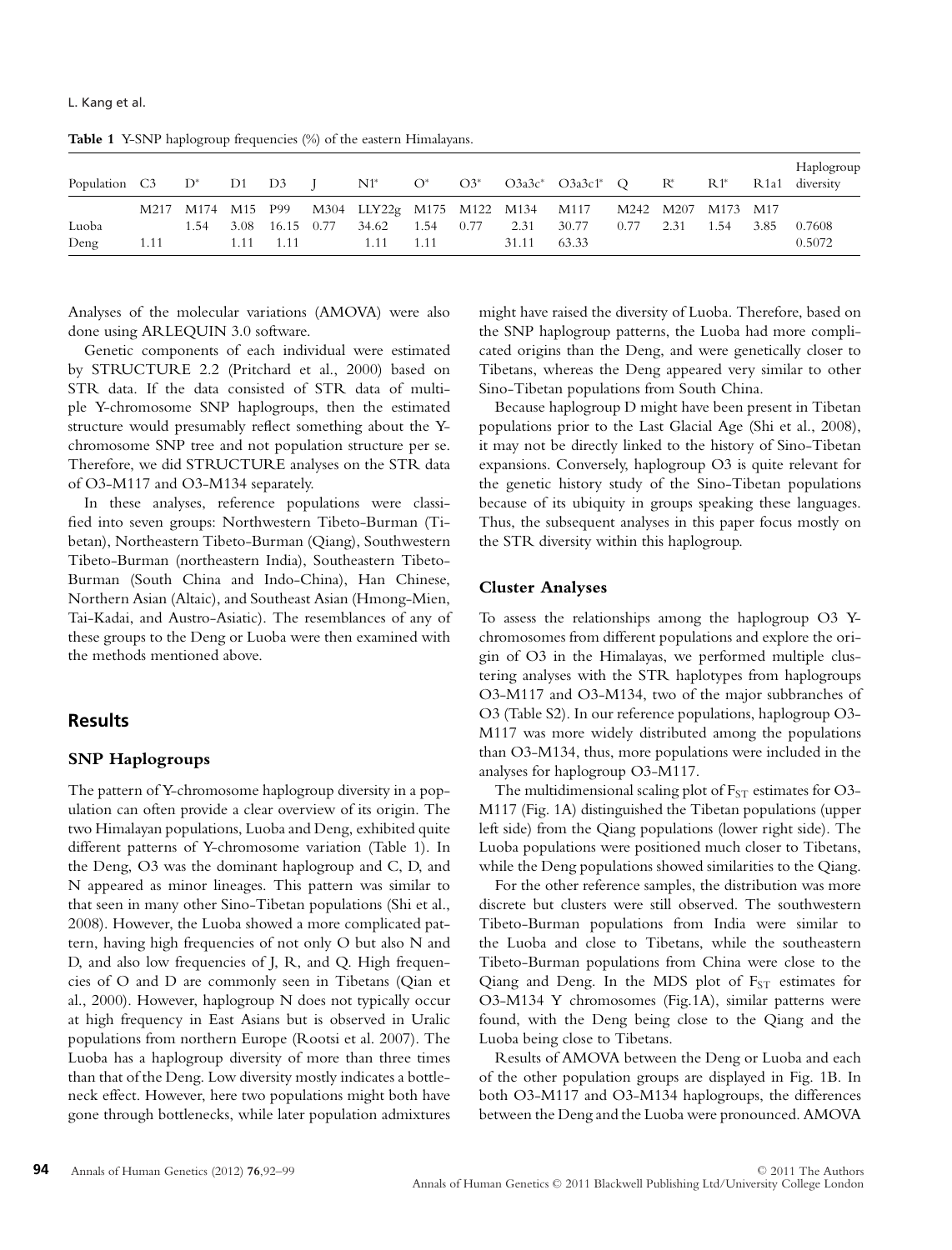**Table 1** Y-SNP haplogroup frequencies (%) of the eastern Himalayans.

| Population | C3 | D* | D1 | D3 | J | N1* | O* | O3* | O3a3c* | O3a3c1* | Q | R* | R1* | R1a1 | Haplogroup diversity |
|---|---|---|---|---|---|---|---|---|---|---|---|---|---|---|---|
| | M217 | M174 | M15 | P99 | M304 | LLY22g | M175 | M122 | M134 | M117 | M242 | M207 | M173 | M17 | |
| Luoba | | 1.54 | 3.08 | 16.15 | 0.77 | 34.62 | 1.54 | 0.77 | 2.31 | 30.77 | 0.77 | 2.31 | 1.54 | 3.85 | 0.7608 |
| Deng | 1.11 | | 1.11 | 1.11 | | 1.11 | 1.11 | | 31.11 | 63.33 | | | | | 0.5072 |

Analyses of the molecular variations (AMOVA) were also done using ARLEQUIN 3.0 software.

Genetic components of each individual were estimated by STRUCTURE 2.2 (Pritchard et al., 2000) based on STR data. If the data consisted of STR data of multiple Y-chromosome SNP haplogroups, then the estimated structure would presumably reflect something about the Y-chromosome SNP tree and not population structure per se. Therefore, we did STRUCTURE analyses on the STR data of O3-M117 and O3-M134 separately.

In these analyses, reference populations were classified into seven groups: Northwestern Tibeto-Burman (Tibetan), Northeastern Tibeto-Burman (Qiang), Southwestern Tibeto-Burman (northeastern India), Southeastern Tibeto-Burman (South China and Indo-China), Han Chinese, Northern Asian (Altaic), and Southeast Asian (Hmong-Mien, Tai-Kadai, and Austro-Asiatic). The resemblances of any of these groups to the Deng or Luoba were then examined with the methods mentioned above.

## Results

### SNP Haplogroups

The pattern of Y-chromosome haplogroup diversity in a population can often provide a clear overview of its origin. The two Himalayan populations, Luoba and Deng, exhibited quite different patterns of Y-chromosome variation (Table 1). In the Deng, O3 was the dominant haplogroup and C, D, and N appeared as minor lineages. This pattern was similar to that seen in many other Sino-Tibetan populations (Shi et al., 2008). However, the Luoba showed a more complicated pattern, having high frequencies of not only O but also N and D, and also low frequencies of J, R, and Q. High frequencies of O and D are commonly seen in Tibetans (Qian et al., 2000). However, haplogroup N does not typically occur at high frequency in East Asians but is observed in Uralic populations from northern Europe (Rootsi et al. 2007). The Luoba has a haplogroup diversity of more than three times than that of the Deng. Low diversity mostly indicates a bottleneck effect. However, here two populations might both have gone through bottlenecks, while later population admixtures might have raised the diversity of Luoba. Therefore, based on the SNP haplogroup patterns, the Luoba had more complicated origins than the Deng, and were genetically closer to Tibetans, whereas the Deng appeared very similar to other Sino-Tibetan populations from South China.

Because haplogroup D might have been present in Tibetan populations prior to the Last Glacial Age (Shi et al., 2008), it may not be directly linked to the history of Sino-Tibetan expansions. Conversely, haplogroup O3 is quite relevant for the genetic history study of the Sino-Tibetan populations because of its ubiquity in groups speaking these languages. Thus, the subsequent analyses in this paper focus mostly on the STR diversity within this haplogroup.

### Cluster Analyses

To assess the relationships among the haplogroup O3 Y-chromosomes from different populations and explore the origin of O3 in the Himalayas, we performed multiple clustering analyses with the STR haplotypes from haplogroups O3-M117 and O3-M134, two of the major subbranches of O3 (Table S2). In our reference populations, haplogroup O3-M117 was more widely distributed among the populations than O3-M134, thus, more populations were included in the analyses for haplogroup O3-M117.

The multidimensional scaling plot of $F_{ST}$ estimates for O3-M117 (Fig. 1A) distinguished the Tibetan populations (upper left side) from the Qiang populations (lower right side). The Luoba populations were positioned much closer to Tibetans, while the Deng populations showed similarities to the Qiang.

For the other reference samples, the distribution was more discrete but clusters were still observed. The southwestern Tibeto-Burman populations from India were similar to the Luoba and close to Tibetans, while the southeastern Tibeto-Burman populations from China were close to the Qiang and Deng. In the MDS plot of $F_{ST}$ estimates for O3-M134 Y chromosomes (Fig.1A), similar patterns were found, with the Deng being close to the Qiang and the Luoba being close to Tibetans.

Results of AMOVA between the Deng or Luoba and each of the other population groups are displayed in Fig. 1B. In both O3-M117 and O3-M134 haplogroups, the differences between the Deng and the Luoba were pronounced. AMOVA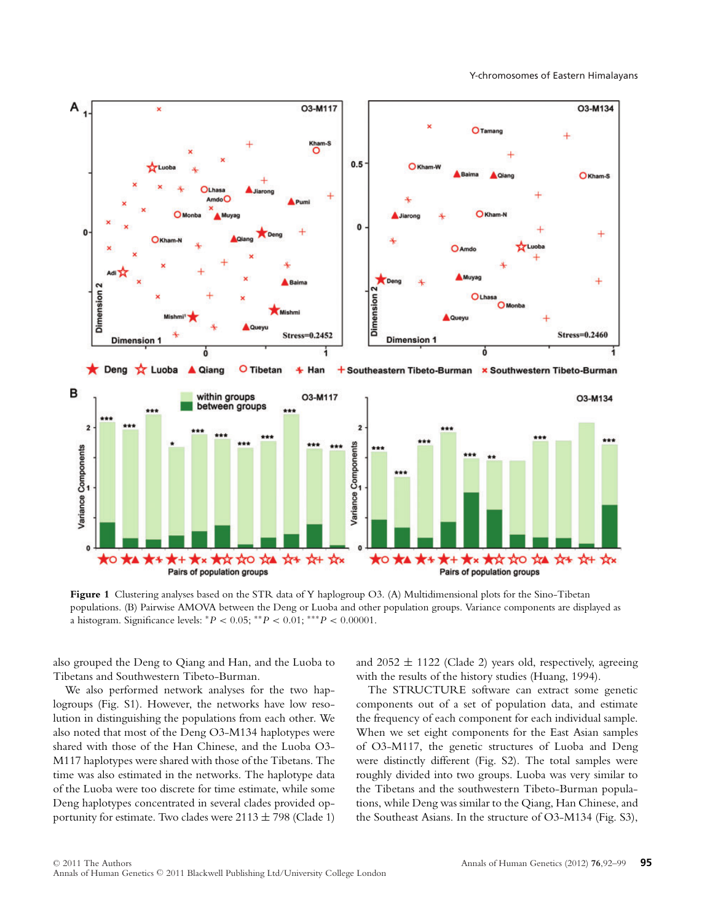**Figure 1** Clustering analyses based on the STR data of Y haplogroup O3. (A) Multidimensional plots for the Sino-Tibetan populations. (B) Pairwise AMOVA between the Deng or Luoba and other population groups. Variance components are displayed as a histogram. Significance levels: $^{*}P < 0.05$; $^{**}P < 0.01$; $^{***}P < 0.00001$.

also grouped the Deng to Qiang and Han, and the Luoba to Tibetans and Southwestern Tibeto-Burman.

We also performed network analyses for the two haplogroups (Fig. S1). However, the networks have low resolution in distinguishing the populations from each other. We also noted that most of the Deng O3-M134 haplotypes were shared with those of the Han Chinese, and the Luoba O3-M117 haplotypes were shared with those of the Tibetans. The time was also estimated in the networks. The haplotype data of the Luoba were too discrete for time estimate, while some Deng haplotypes concentrated in several clades provided opportunity for estimate. Two clades were 2113 ± 798 (Clade 1) and 2052 ± 1122 (Clade 2) years old, respectively, agreeing with the results of the history studies (Huang, 1994).

The STRUCTURE software can extract some genetic components out of a set of population data, and estimate the frequency of each component for each individual sample. When we set eight components for the East Asian samples of O3-M117, the genetic structures of Luoba and Deng were distinctly different (Fig. S2). The total samples were roughly divided into two groups. Luoba was very similar to the Tibetans and the southwestern Tibeto-Burman populations, while Deng was similar to the Qiang, Han Chinese, and the Southeast Asians. In the structure of O3-M134 (Fig. S3),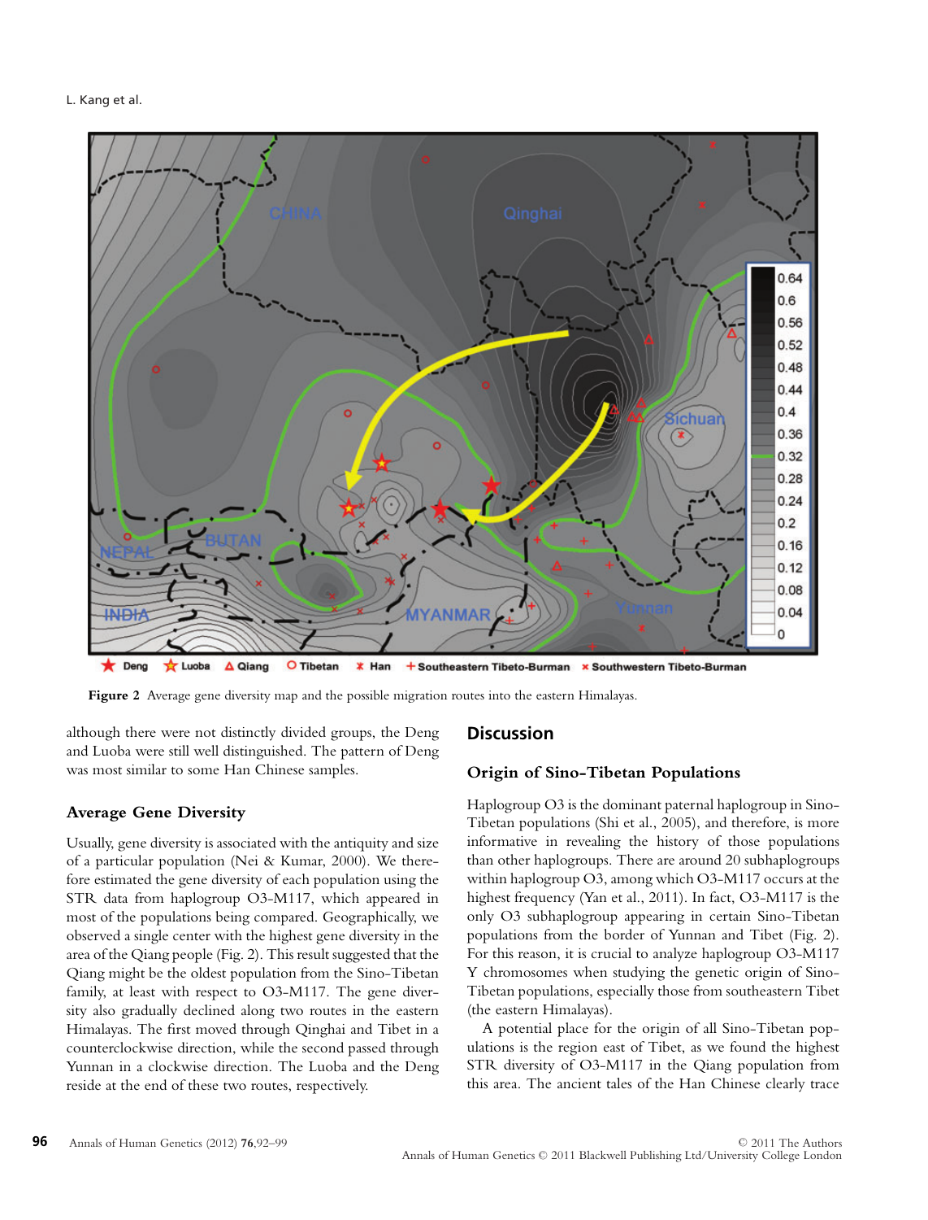Figure 2 Average gene diversity map and the possible migration routes into the eastern Himalayas.

although there were not distinctly divided groups, the Deng and Luoba were still well distinguished. The pattern of Deng was most similar to some Han Chinese samples.

### Average Gene Diversity

Usually, gene diversity is associated with the antiquity and size of a particular population (Nei & Kumar, 2000). We therefore estimated the gene diversity of each population using the STR data from haplogroup O3-M117, which appeared in most of the populations being compared. Geographically, we observed a single center with the highest gene diversity in the area of the Qiang people (Fig. 2). This result suggested that the Qiang might be the oldest population from the Sino-Tibetan family, at least with respect to O3-M117. The gene diversity also gradually declined along two routes in the eastern Himalayas. The first moved through Qinghai and Tibet in a counterclockwise direction, while the second passed through Yunnan in a clockwise direction. The Luoba and the Deng reside at the end of these two routes, respectively.

## Discussion

### Origin of Sino-Tibetan Populations

Haplogroup O3 is the dominant paternal haplogroup in Sino-Tibetan populations (Shi et al., 2005), and therefore, is more informative in revealing the history of those populations than other haplogroups. There are around 20 subhaplogroups within haplogroup O3, among which O3-M117 occurs at the highest frequency (Yan et al., 2011). In fact, O3-M117 is the only O3 subhaplogroup appearing in certain Sino-Tibetan populations from the border of Yunnan and Tibet (Fig. 2). For this reason, it is crucial to analyze haplogroup O3-M117 Y chromosomes when studying the genetic origin of Sino-Tibetan populations, especially those from southeastern Tibet (the eastern Himalayas).

A potential place for the origin of all Sino-Tibetan populations is the region east of Tibet, as we found the highest STR diversity of O3-M117 in the Qiang population from this area. The ancient tales of the Han Chinese clearly trace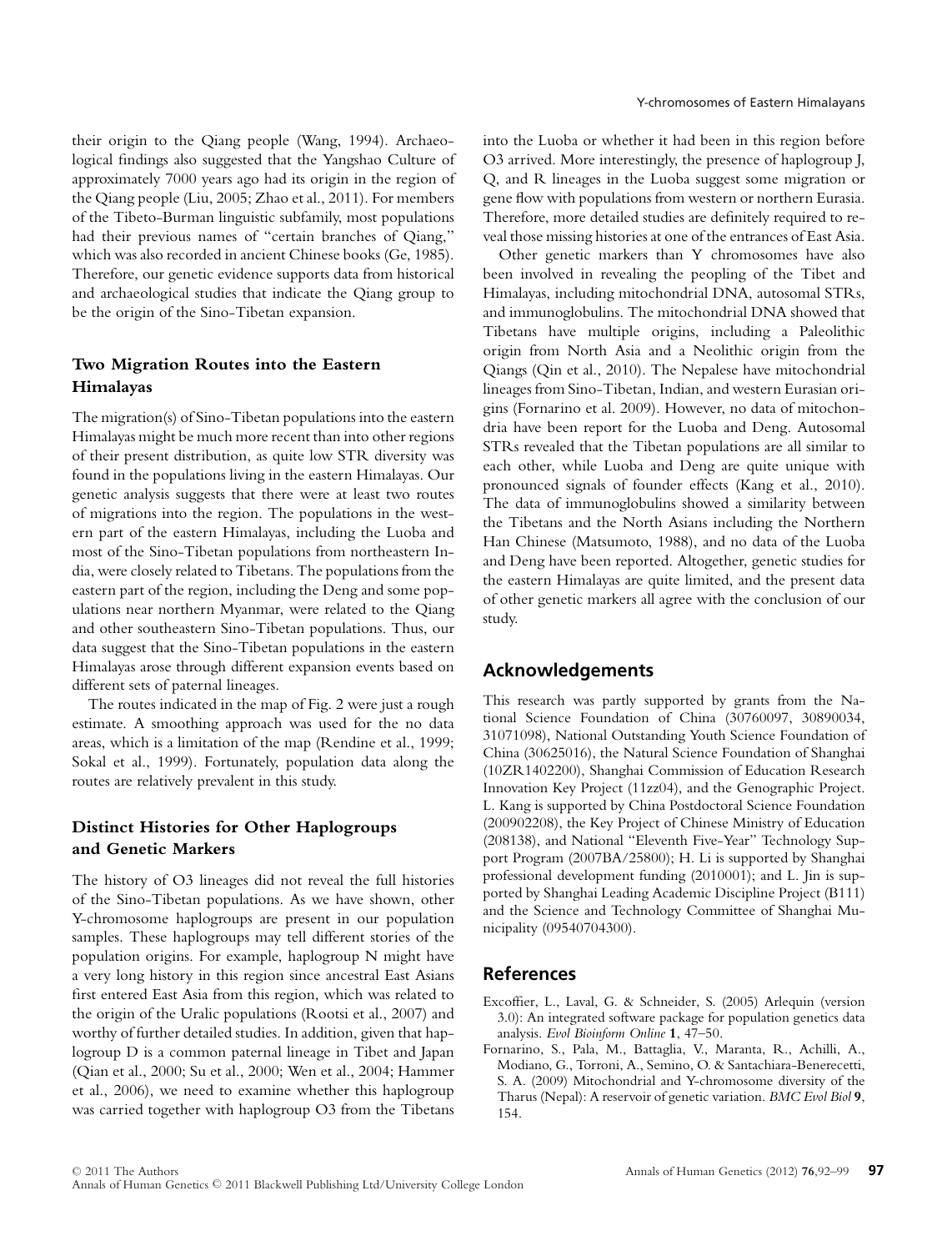their origin to the Qiang people (Wang, 1994). Archaeological findings also suggested that the Yangshao Culture of approximately 7000 years ago had its origin in the region of the Qiang people (Liu, 2005; Zhao et al., 2011). For members of the Tibeto-Burman linguistic subfamily, most populations had their previous names of "certain branches of Qiang," which was also recorded in ancient Chinese books (Ge, 1985). Therefore, our genetic evidence supports data from historical and archaeological studies that indicate the Qiang group to be the origin of the Sino-Tibetan expansion.

### Two Migration Routes into the Eastern Himalayas

The migration(s) of Sino-Tibetan populations into the eastern Himalayas might be much more recent than into other regions of their present distribution, as quite low STR diversity was found in the populations living in the eastern Himalayas. Our genetic analysis suggests that there were at least two routes of migrations into the region. The populations in the western part of the eastern Himalayas, including the Luoba and most of the Sino-Tibetan populations from northeastern India, were closely related to Tibetans. The populations from the eastern part of the region, including the Deng and some populations near northern Myanmar, were related to the Qiang and other southeastern Sino-Tibetan populations. Thus, our data suggest that the Sino-Tibetan populations in the eastern Himalayas arose through different expansion events based on different sets of paternal lineages.

The routes indicated in the map of Fig. 2 were just a rough estimate. A smoothing approach was used for the no data areas, which is a limitation of the map (Rendine et al., 1999; Sokal et al., 1999). Fortunately, population data along the routes are relatively prevalent in this study.

### Distinct Histories for Other Haplogroups and Genetic Markers

The history of O3 lineages did not reveal the full histories of the Sino-Tibetan populations. As we have shown, other Y-chromosome haplogroups are present in our population samples. These haplogroups may tell different stories of the population origins. For example, haplogroup N might have a very long history in this region since ancestral East Asians first entered East Asia from this region, which was related to the origin of the Uralic populations (Rootsi et al., 2007) and worthy of further detailed studies. In addition, given that haplogroup D is a common paternal lineage in Tibet and Japan (Qian et al., 2000; Su et al., 2000; Wen et al., 2004; Hammer et al., 2006), we need to examine whether this haplogroup was carried together with haplogroup O3 from the Tibetans into the Luoba or whether it had been in this region before O3 arrived. More interestingly, the presence of haplogroup J, Q, and R lineages in the Luoba suggest some migration or gene flow with populations from western or northern Eurasia. Therefore, more detailed studies are definitely required to reveal those missing histories at one of the entrances of East Asia.

Other genetic markers than Y chromosomes have also been involved in revealing the peopling of the Tibet and Himalayas, including mitochondrial DNA, autosomal STRs, and immunoglobulins. The mitochondrial DNA showed that Tibetans have multiple origins, including a Paleolithic origin from North Asia and a Neolithic origin from the Qiangs (Qin et al., 2010). The Nepalese have mitochondrial lineages from Sino-Tibetan, Indian, and western Eurasian origins (Fornarino et al. 2009). However, no data of mitochondria have been report for the Luoba and Deng. Autosomal STRs revealed that the Tibetan populations are all similar to each other, while Luoba and Deng are quite unique with pronounced signals of founder effects (Kang et al., 2010). The data of immunoglobulins showed a similarity between the Tibetans and the North Asians including the Northern Han Chinese (Matsumoto, 1988), and no data of the Luoba and Deng have been reported. Altogether, genetic studies for the eastern Himalayas are quite limited, and the present data of other genetic markers all agree with the conclusion of our study.

## Acknowledgements

This research was partly supported by grants from the National Science Foundation of China (30760097, 30890034, 31071098), National Outstanding Youth Science Foundation of China (30625016), the Natural Science Foundation of Shanghai (10ZR1402200), Shanghai Commission of Education Research Innovation Key Project (11zz04), and the Genographic Project. L. Kang is supported by China Postdoctoral Science Foundation (200902208), the Key Project of Chinese Ministry of Education (208138), and National "Eleventh Five-Year" Technology Support Program (2007BA/25800); H. Li is supported by Shanghai professional development funding (2010001); and L. Jin is supported by Shanghai Leading Academic Discipline Project (B111) and the Science and Technology Committee of Shanghai Municipality (09540704300).

## References

Excoffier, L., Laval, G. & Schneider, S. (2005) Arlequin (version 3.0): An integrated software package for population genetics data analysis. *Evol Bioinform Online* **1**, 47–50.

Fornarino, S., Pala, M., Battaglia, V., Maranta, R., Achilli, A., Modiano, G., Torroni, A., Semino, O. & Santachiara-Benerecetti, S. A. (2009) Mitochondrial and Y-chromosome diversity of the Tharus (Nepal): A reservoir of genetic variation. *BMC Evol Biol* **9**, 154.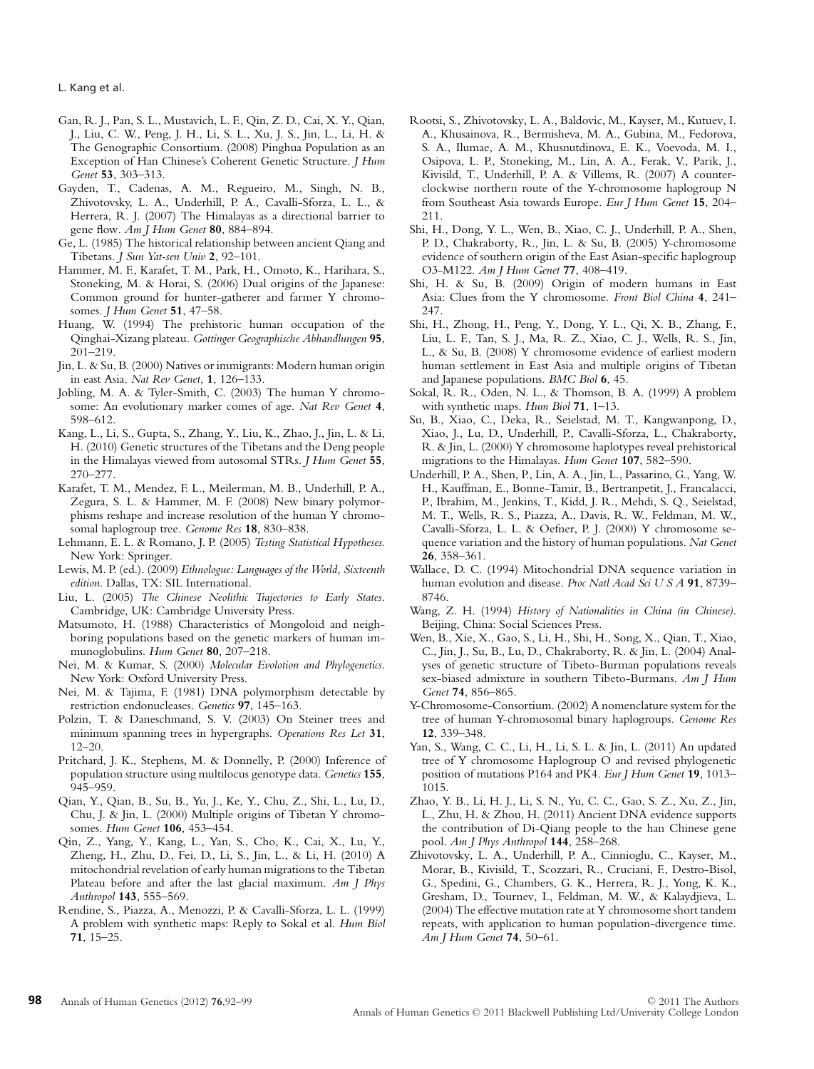Gan, R. J., Pan, S. L., Mustavich, L. F., Qin, Z. D., Cai, X. Y., Qian, J., Liu, C. W., Peng, J. H., Li, S. L., Xu, J. S., Jin, L., Li, H. & The Genographic Consortium. (2008) Pinghua Population as an Exception of Han Chinese's Coherent Genetic Structure. *J Hum Genet* **53**, 303–313.

Gayden, T., Cadenas, A. M., Regueiro, M., Singh, N. B., Zhivotovsky, L. A., Underhill, P. A., Cavalli-Sforza, L. L., & Herrera, R. J. (2007) The Himalayas as a directional barrier to gene flow. *Am J Hum Genet* **80**, 884–894.

Ge, L. (1985) The historical relationship between ancient Qiang and Tibetans. *J Sun Yat-sen Univ* **2**, 92–101.

Hammer, M. F., Karafet, T. M., Park, H., Omoto, K., Harihara, S., Stoneking, M. & Horai, S. (2006) Dual origins of the Japanese: Common ground for hunter-gatherer and farmer Y chromosomes. *J Hum Genet* **51**, 47–58.

Huang, W. (1994) The prehistoric human occupation of the Qinghai-Xizang plateau. *Gottinger Geographische Abhandlungen* **95**, 201–219.

Jin, L. & Su, B. (2000) Natives or immigrants: Modern human origin in east Asia. *Nat Rev Genet*, **1**, 126–133.

Jobling, M. A. & Tyler-Smith, C. (2003) The human Y chromosome: An evolutionary marker comes of age. *Nat Rev Genet* **4**, 598–612.

Kang, L., Li, S., Gupta, S., Zhang, Y., Liu, K., Zhao, J., Jin, L. & Li, H. (2010) Genetic structures of the Tibetans and the Deng people in the Himalayas viewed from autosomal STRs. *J Hum Genet* **55**, 270–277.

Karafet, T. M., Mendez, F. L., Meilerman, M. B., Underhill, P. A., Zegura, S. L. & Hammer, M. F. (2008) New binary polymorphisms reshape and increase resolution of the human Y chromosomal haplogroup tree. *Genome Res* **18**, 830–838.

Lehmann, E. L. & Romano, J. P. (2005) *Testing Statistical Hypotheses.* New York: Springer.

Lewis, M. P. (ed.). (2009) *Ethnologue: Languages of the World, Sixteenth edition.* Dallas, TX: SIL International.

Liu, L. (2005) *The Chinese Neolithic Trajectories to Early States.* Cambridge, UK: Cambridge University Press.

Matsumoto, H. (1988) Characteristics of Mongoloid and neighboring populations based on the genetic markers of human immunoglobulins. *Hum Genet* **80**, 207–218.

Nei, M. & Kumar, S. (2000) *Molecular Evolotion and Phylogenetics.* New York: Oxford University Press.

Nei, M. & Tajima, F. (1981) DNA polymorphism detectable by restriction endonucleases. *Genetics* **97**, 145–163.

Polzin, T. & Daneschmand, S. V. (2003) On Steiner trees and minimum spanning trees in hypergraphs. *Operations Res Let* **31**, 12–20.

Pritchard, J. K., Stephens, M. & Donnelly, P. (2000) Inference of population structure using multilocus genotype data. *Genetics* **155**, 945–959.

Qian, Y., Qian, B., Su, B., Yu, J., Ke, Y., Chu, Z., Shi, L., Lu, D., Chu, J. & Jin, L. (2000) Multiple origins of Tibetan Y chromosomes. *Hum Genet* **106**, 453–454.

Qin, Z., Yang, Y., Kang, L., Yan, S., Cho, K., Cai, X., Lu, Y., Zheng, H., Zhu, D., Fei, D., Li, S., Jin, L., & Li, H. (2010) A mitochondrial revelation of early human migrations to the Tibetan Plateau before and after the last glacial maximum. *Am J Phys Anthropol* **143**, 555–569.

Rendine, S., Piazza, A., Menozzi, P. & Cavalli-Sforza, L. L. (1999) A problem with synthetic maps: Reply to Sokal et al. *Hum Biol* **71**, 15–25.

Rootsi, S., Zhivotovsky, L. A., Baldovic, M., Kayser, M., Kutuev, I. A., Khusainova, R., Bermisheva, M. A., Gubina, M., Fedorova, S. A., Ilumae, A. M., Khusnutdinova, E. K., Voevoda, M. I., Osipova, L. P., Stoneking, M., Lin, A. A., Ferak, V., Parik, J., Kivisild, T., Underhill, P. A. & Villems, R. (2007) A counter-clockwise northern route of the Y-chromosome haplogroup N from Southeast Asia towards Europe. *Eur J Hum Genet* **15**, 204–211.

Shi, H., Dong, Y. L., Wen, B., Xiao, C. J., Underhill, P. A., Shen, P. D., Chakraborty, R., Jin, L. & Su, B. (2005) Y-chromosome evidence of southern origin of the East Asian-specific haplogroup O3-M122. *Am J Hum Genet* **77**, 408–419.

Shi, H. & Su, B. (2009) Origin of modern humans in East Asia: Clues from the Y chromosome. *Front Biol China* **4**, 241–247.

Shi, H., Zhong, H., Peng, Y., Dong, Y. L., Qi, X. B., Zhang, F., Liu, L. F., Tan, S. J., Ma, R. Z., Xiao, C. J., Wells, R. S., Jin, L., & Su, B. (2008) Y chromosome evidence of earliest modern human settlement in East Asia and multiple origins of Tibetan and Japanese populations. *BMC Biol* **6**, 45.

Sokal, R. R., Oden, N. L., & Thomson, B. A. (1999) A problem with synthetic maps. *Hum Biol* **71**, 1–13.

Su, B., Xiao, C., Deka, R., Seielstad, M. T., Kangwanpong, D., Xiao, J., Lu, D., Underhill, P., Cavalli-Sforza, L., Chakraborty, R. & Jin, L. (2000) Y chromosome haplotypes reveal prehistorical migrations to the Himalayas. *Hum Genet* **107**, 582–590.

Underhill, P. A., Shen, P., Lin, A. A., Jin, L., Passarino, G., Yang, W. H., Kauffman, E., Bonne-Tamir, B., Bertranpetit, J., Francalacci, P., Ibrahim, M., Jenkins, T., Kidd, J. R., Mehdi, S. Q., Seielstad, M. T., Wells, R. S., Piazza, A., Davis, R. W., Feldman, M. W., Cavalli-Sforza, L. L. & Oefner, P. J. (2000) Y chromosome sequence variation and the history of human populations. *Nat Genet* **26**, 358–361.

Wallace, D. C. (1994) Mitochondrial DNA sequence variation in human evolution and disease. *Proc Natl Acad Sci U S A* **91**, 8739–8746.

Wang, Z. H. (1994) *History of Nationalities in China (in Chinese).* Beijing, China: Social Sciences Press.

Wen, B., Xie, X., Gao, S., Li, H., Shi, H., Song, X., Qian, T., Xiao, C., Jin, J., Su, B., Lu, D., Chakraborty, R. & Jin, L. (2004) Analyses of genetic structure of Tibeto-Burman populations reveals sex-biased admixture in southern Tibeto-Burmans. *Am J Hum Genet* **74**, 856–865.

Y-Chromosome-Consortium. (2002) A nomenclature system for the tree of human Y-chromosomal binary haplogroups. *Genome Res* **12**, 339–348.

Yan, S., Wang, C. C., Li, H., Li, S. L. & Jin, L. (2011) An updated tree of Y chromosome Haplogroup O and revised phylogenetic position of mutations P164 and PK4. *Eur J Hum Genet* **19**, 1013–1015.

Zhao, Y. B., Li, H. J., Li, S. N., Yu, C. C., Gao, S. Z., Xu, Z., Jin, L., Zhu, H. & Zhou, H. (2011) Ancient DNA evidence supports the contribution of Di-Qiang people to the han Chinese gene pool. *Am J Phys Anthropol* **144**, 258–268.

Zhivotovsky, L. A., Underhill, P. A., Cinnioglu, C., Kayser, M., Morar, B., Kivisild, T., Scozzari, R., Cruciani, F., Destro-Bisol, G., Spedini, G., Chambers, G. K., Herrera, R. J., Yong, K. K., Gresham, D., Tournev, I., Feldman, M. W., & Kalaydjieva, L. (2004) The effective mutation rate at Y chromosome short tandem repeats, with application to human population-divergence time. *Am J Hum Genet* **74**, 50–61.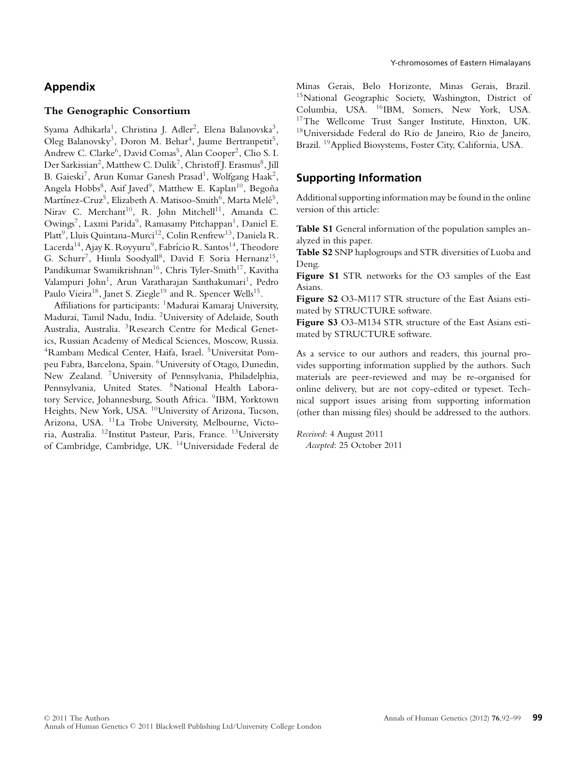## Appendix

### The Genographic Consortium

Syama Adhikarla[1], Christina J. Adler[2], Elena Balanovska[3], Oleg Balanovsky[3], Doron M. Behar[4], Jaume Bertranpetit[5], Andrew C. Clarke[6], David Comas[5], Alan Cooper[2], Clio S. I. Der Sarkissian[2], Matthew C. Dulik[7], Christoff J. Erasmus[8], Jill B. Gaieski[7], Arun Kumar Ganesh Prasad[1], Wolfgang Haak[2], Angela Hobbs[8], Asif Javed[9], Matthew E. Kaplan[10], Begoña Martínez-Cruz[5], Elizabeth A. Matisoo-Smith[6], Marta Melé[5], Nirav C. Merchant[10], R. John Mitchell[11], Amanda C. Owings[7], Laxmi Parida[9], Ramasamy Pitchappan[1], Daniel E. Platt[9], Lluis Quintana-Murci[12], Colin Renfrew[13], Daniela R. Lacerda[14], Ajay K. Royyuru[9], Fabrício R. Santos[14], Theodore G. Schurr[7], Himla Soodyall[8], David F. Soria Hernanz[15], Pandikumar Swamikrishnan[16], Chris Tyler-Smith[17], Kavitha Valampuri John[1], Arun Varatharajan Santhakumari[1], Pedro Paulo Vieira[18], Janet S. Ziegle[19] and R. Spencer Wells[15].

Affiliations for participants: [1]Madurai Kamaraj University, Madurai, Tamil Nadu, India. [2]University of Adelaide, South Australia, Australia. [3]Research Centre for Medical Genetics, Russian Academy of Medical Sciences, Moscow, Russia. [4]Rambam Medical Center, Haifa, Israel. [5]Universitat Pompeu Fabra, Barcelona, Spain. [6]University of Otago, Dunedin, New Zealand. [7]University of Pennsylvania, Philadelphia, Pennsylvania, United States. [8]National Health Laboratory Service, Johannesburg, South Africa. [9]IBM, Yorktown Heights, New York, USA. [10]University of Arizona, Tucson, Arizona, USA. [11]La Trobe University, Melbourne, Victoria, Australia. [12]Institut Pasteur, Paris, France. [13]University of Cambridge, Cambridge, UK. [14]Universidade Federal de Minas Gerais, Belo Horizonte, Minas Gerais, Brazil. [15]National Geographic Society, Washington, District of Columbia, USA. [16]IBM, Somers, New York, USA. [17]The Wellcome Trust Sanger Institute, Hinxton, UK. [18]Universidade Federal do Rio de Janeiro, Rio de Janeiro, Brazil. [19]Applied Biosystems, Foster City, California, USA.

## Supporting Information

Additional supporting information may be found in the online version of this article:

**Table S1** General information of the population samples analyzed in this paper.

**Table S2** SNP haplogroups and STR diversities of Luoba and Deng.

**Figure S1** STR networks for the O3 samples of the East Asians.

**Figure S2** O3-M117 STR structure of the East Asians estimated by STRUCTURE software.

**Figure S3** O3-M134 STR structure of the East Asians estimated by STRUCTURE software.

As a service to our authors and readers, this journal provides supporting information supplied by the authors. Such materials are peer-reviewed and may be re-organised for online delivery, but are not copy-edited or typeset. Technical support issues arising from supporting information (other than missing files) should be addressed to the authors.

*Received*: 4 August 2011
*Accepted*: 25 October 2011